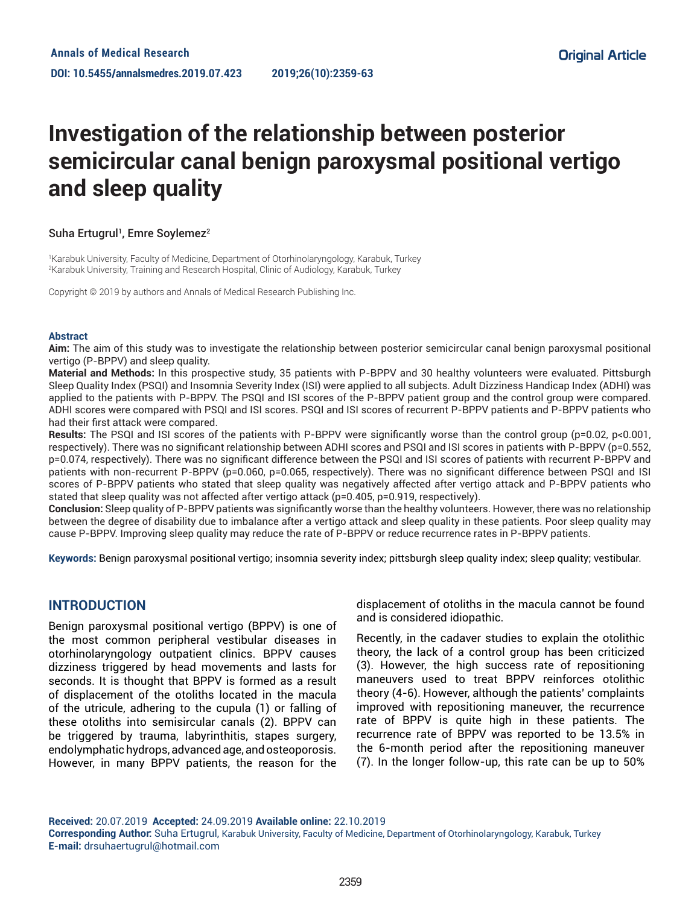Annals of Medical Research

DOI: 10.5455/annalsmedres.2019.07.423

Original Article

# Investigation of the relationship between posterior semicircular canal benign paroxysmal positional vertigo and sleep quality

Suha Ertugrul[1], Emre Soylemez[2]

[1]Karabuk University, Faculty of Medicine, Department of Otorhinolaryngology, Karabuk, Turkey
[2]Karabuk University, Training and Research Hospital, Clinic of Audiology, Karabuk, Turkey

Copyright © 2019 by authors and Annals of Medical Research Publishing Inc.

## Abstract

**Aim:** The aim of this study was to investigate the relationship between posterior semicircular canal benign paroxysmal positional vertigo (P-BPPV) and sleep quality.

**Material and Methods:** In this prospective study, 35 patients with P-BPPV and 30 healthy volunteers were evaluated. Pittsburgh Sleep Quality Index (PSQI) and Insomnia Severity Index (ISI) were applied to all subjects. Adult Dizziness Handicap Index (ADHI) was applied to the patients with P-BPPV. The PSQI and ISI scores of the P-BPPV patient group and the control group were compared. ADHI scores were compared with PSQI and ISI scores. PSQI and ISI scores of recurrent P-BPPV patients and P-BPPV patients who had their first attack were compared.

**Results:** The PSQI and ISI scores of the patients with P-BPPV were significantly worse than the control group (p=0.02, p<0.001, respectively). There was no significant relationship between ADHI scores and PSQI and ISI scores in patients with P-BPPV (p=0.552, p=0.074, respectively). There was no significant difference between the PSQI and ISI scores of patients with recurrent P-BPPV and patients with non-recurrent P-BPPV (p=0.060, p=0.065, respectively). There was no significant difference between PSQI and ISI scores of P-BPPV patients who stated that sleep quality was negatively affected after vertigo attack and P-BPPV patients who stated that sleep quality was not affected after vertigo attack (p=0.405, p=0.919, respectively).

**Conclusion:** Sleep quality of P-BPPV patients was significantly worse than the healthy volunteers. However, there was no relationship between the degree of disability due to imbalance after a vertigo attack and sleep quality in these patients. Poor sleep quality may cause P-BPPV. Improving sleep quality may reduce the rate of P-BPPV or reduce recurrence rates in P-BPPV patients.

**Keywords:** Benign paroxysmal positional vertigo; insomnia severity index; pittsburgh sleep quality index; sleep quality; vestibular.

## INTRODUCTION

Benign paroxysmal positional vertigo (BPPV) is one of the most common peripheral vestibular diseases in otorhinolaryngology outpatient clinics. BPPV causes dizziness triggered by head movements and lasts for seconds. It is thought that BPPV is formed as a result of displacement of the otoliths located in the macula of the utricule, adhering to the cupula (1) or falling of these otoliths into semisircular canals (2). BPPV can be triggered by trauma, labyrinthitis, stapes surgery, endolymphatic hydrops, advanced age, and osteoporosis. However, in many BPPV patients, the reason for the displacement of otoliths in the macula cannot be found and is considered idiopathic.

Recently, in the cadaver studies to explain the otolithic theory, the lack of a control group has been criticized (3). However, the high success rate of repositioning maneuvers used to treat BPPV reinforces otolithic theory (4-6). However, although the patients' complaints improved with repositioning maneuver, the recurrence rate of BPPV is quite high in these patients. The recurrence rate of BPPV was reported to be 13.5% in the 6-month period after the repositioning maneuver (7). In the longer follow-up, this rate can be up to 50%

**Received:** 20.07.2019 **Accepted:** 24.09.2019 **Available online:** 22.10.2019
**Corresponding Author:** Suha Ertugrul, Karabuk University, Faculty of Medicine, Department of Otorhinolaryngology, Karabuk, Turkey
**E-mail:** drsuhaertugrul@hotmail.com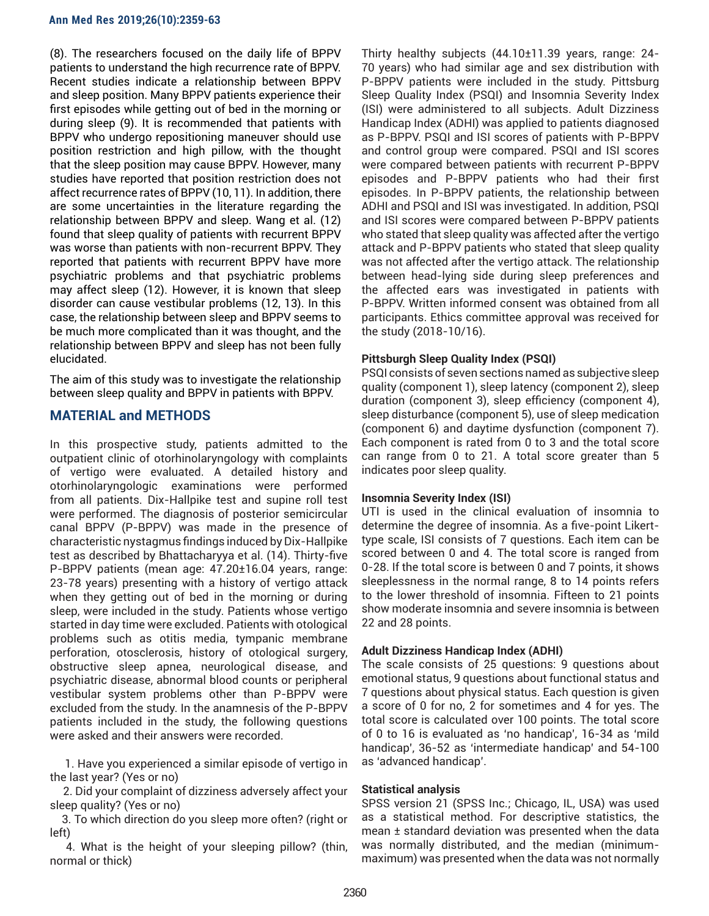(8). The researchers focused on the daily life of BPPV patients to understand the high recurrence rate of BPPV. Recent studies indicate a relationship between BPPV and sleep position. Many BPPV patients experience their first episodes while getting out of bed in the morning or during sleep (9). It is recommended that patients with BPPV who undergo repositioning maneuver should use position restriction and high pillow, with the thought that the sleep position may cause BPPV. However, many studies have reported that position restriction does not affect recurrence rates of BPPV (10, 11). In addition, there are some uncertainties in the literature regarding the relationship between BPPV and sleep. Wang et al. (12) found that sleep quality of patients with recurrent BPPV was worse than patients with non-recurrent BPPV. They reported that patients with recurrent BPPV have more psychiatric problems and that psychiatric problems may affect sleep (12). However, it is known that sleep disorder can cause vestibular problems (12, 13). In this case, the relationship between sleep and BPPV seems to be much more complicated than it was thought, and the relationship between BPPV and sleep has not been fully elucidated.

The aim of this study was to investigate the relationship between sleep quality and BPPV in patients with BPPV.

## MATERIAL and METHODS

In this prospective study, patients admitted to the outpatient clinic of otorhinolaryngology with complaints of vertigo were evaluated. A detailed history and otorhinolaryngologic examinations were performed from all patients. Dix-Hallpike test and supine roll test were performed. The diagnosis of posterior semicircular canal BPPV (P-BPPV) was made in the presence of characteristic nystagmus findings induced by Dix-Hallpike test as described by Bhattacharyya et al. (14). Thirty-five P-BPPV patients (mean age: 47.20±16.04 years, range: 23-78 years) presenting with a history of vertigo attack when they getting out of bed in the morning or during sleep, were included in the study. Patients whose vertigo started in day time were excluded. Patients with otological problems such as otitis media, tympanic membrane perforation, otosclerosis, history of otological surgery, obstructive sleep apnea, neurological disease, and psychiatric disease, abnormal blood counts or peripheral vestibular system problems other than P-BPPV were excluded from the study. In the anamnesis of the P-BPPV patients included in the study, the following questions were asked and their answers were recorded.

1. Have you experienced a similar episode of vertigo in the last year? (Yes or no)
2. Did your complaint of dizziness adversely affect your sleep quality? (Yes or no)
3. To which direction do you sleep more often? (right or left)
4. What is the height of your sleeping pillow? (thin, normal or thick)

Thirty healthy subjects (44.10±11.39 years, range: 24-70 years) who had similar age and sex distribution with P-BPPV patients were included in the study. Pittsburg Sleep Quality Index (PSQI) and Insomnia Severity Index (ISI) were administered to all subjects. Adult Dizziness Handicap Index (ADHI) was applied to patients diagnosed as P-BPPV. PSQI and ISI scores of patients with P-BPPV and control group were compared. PSQI and ISI scores were compared between patients with recurrent P-BPPV episodes and P-BPPV patients who had their first episodes. In P-BPPV patients, the relationship between ADHI and PSQI and ISI was investigated. In addition, PSQI and ISI scores were compared between P-BPPV patients who stated that sleep quality was affected after the vertigo attack and P-BPPV patients who stated that sleep quality was not affected after the vertigo attack. The relationship between head-lying side during sleep preferences and the affected ears was investigated in patients with P-BPPV. Written informed consent was obtained from all participants. Ethics committee approval was received for the study (2018-10/16).

### Pittsburgh Sleep Quality Index (PSQI)

PSQI consists of seven sections named as subjective sleep quality (component 1), sleep latency (component 2), sleep duration (component 3), sleep efficiency (component 4), sleep disturbance (component 5), use of sleep medication (component 6) and daytime dysfunction (component 7). Each component is rated from 0 to 3 and the total score can range from 0 to 21. A total score greater than 5 indicates poor sleep quality.

### Insomnia Severity Index (ISI)

UTI is used in the clinical evaluation of insomnia to determine the degree of insomnia. As a five-point Likert-type scale, ISI consists of 7 questions. Each item can be scored between 0 and 4. The total score is ranged from 0-28. If the total score is between 0 and 7 points, it shows sleeplessness in the normal range, 8 to 14 points refers to the lower threshold of insomnia. Fifteen to 21 points show moderate insomnia and severe insomnia is between 22 and 28 points.

### Adult Dizziness Handicap Index (ADHI)

The scale consists of 25 questions: 9 questions about emotional status, 9 questions about functional status and 7 questions about physical status. Each question is given a score of 0 for no, 2 for sometimes and 4 for yes. The total score is calculated over 100 points. The total score of 0 to 16 is evaluated as 'no handicap', 16-34 as 'mild handicap', 36-52 as 'intermediate handicap' and 54-100 as 'advanced handicap'.

### Statistical analysis

SPSS version 21 (SPSS Inc.; Chicago, IL, USA) was used as a statistical method. For descriptive statistics, the mean ± standard deviation was presented when the data was normally distributed, and the median (minimum-maximum) was presented when the data was not normally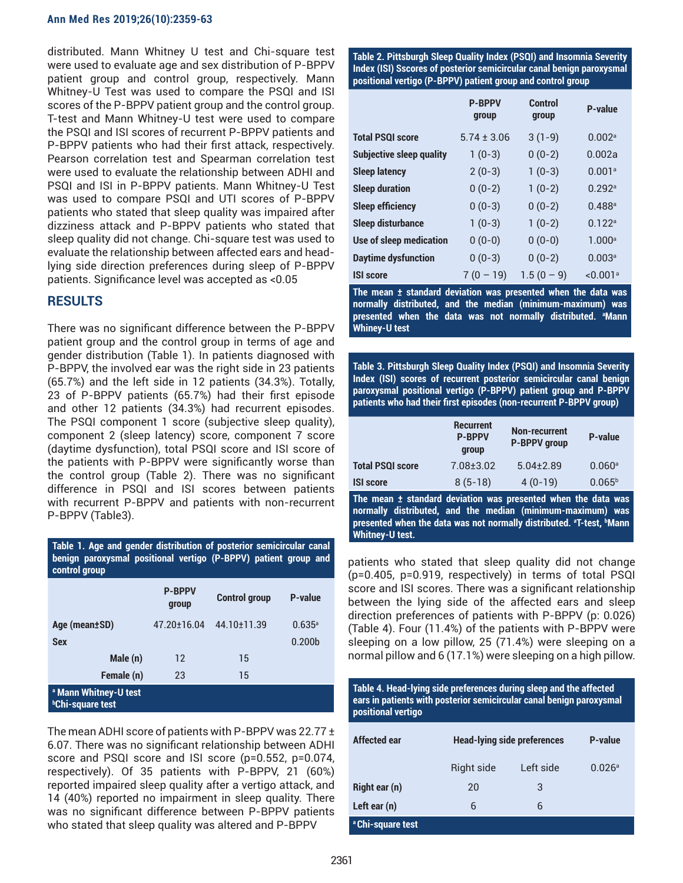distributed. Mann Whitney U test and Chi-square test were used to evaluate age and sex distribution of P-BPPV patient group and control group, respectively. Mann Whitney-U Test was used to compare the PSQI and ISI scores of the P-BPPV patient group and the control group. T-test and Mann Whitney-U test were used to compare the PSQI and ISI scores of recurrent P-BPPV patients and P-BPPV patients who had their first attack, respectively. Pearson correlation test and Spearman correlation test were used to evaluate the relationship between ADHI and PSQI and ISI in P-BPPV patients. Mann Whitney-U Test was used to compare PSQI and UTI scores of P-BPPV patients who stated that sleep quality was impaired after dizziness attack and P-BPPV patients who stated that sleep quality did not change. Chi-square test was used to evaluate the relationship between affected ears and head-lying side direction preferences during sleep of P-BPPV patients. Significance level was accepted as <0.05

## RESULTS

There was no significant difference between the P-BPPV patient group and the control group in terms of age and gender distribution (Table 1). In patients diagnosed with P-BPPV, the involved ear was the right side in 23 patients (65.7%) and the left side in 12 patients (34.3%). Totally, 23 of P-BPPV patients (65.7%) had their first episode and other 12 patients (34.3%) had recurrent episodes. The PSQI component 1 score (subjective sleep quality), component 2 (sleep latency) score, component 7 score (daytime dysfunction), total PSQI score and ISI score of the patients with P-BPPV were significantly worse than the control group (Table 2). There was no significant difference in PSQI and ISI scores between patients with recurrent P-BPPV and patients with non-recurrent P-BPPV (Table3).

**Table 1. Age and gender distribution of posterior semicircular canal benign paroxysmal positional vertigo (P-BPPV) patient group and control group**

| | P-BPPV group | Control group | P-value |
|---|---|---|---|
| Age (mean±SD) | 47.20±16.04 | 44.10±11.39 | 0.635[a] |
| Sex | | | 0.200b |
| Male (n) | 12 | 15 | |
| Female (n) | 23 | 15 | |

[a] Mann Whitney-U test
[b]Chi-square test

The mean ADHI score of patients with P-BPPV was 22.77 ± 6.07. There was no significant relationship between ADHI score and PSQI score and ISI score (p=0.552, p=0.074, respectively). Of 35 patients with P-BPPV, 21 (60%) reported impaired sleep quality after a vertigo attack, and 14 (40%) reported no impairment in sleep quality. There was no significant difference between P-BPPV patients who stated that sleep quality was altered and P-BPPV patients who stated that sleep quality did not change (p=0.405, p=0.919, respectively) in terms of total PSQI score and ISI scores. There was a significant relationship between the lying side of the affected ears and sleep direction preferences of patients with P-BPPV (p: 0.026) (Table 4). Four (11.4%) of the patients with P-BPPV were sleeping on a low pillow, 25 (71.4%) were sleeping on a normal pillow and 6 (17.1%) were sleeping on a high pillow.

**Table 2. Pittsburgh Sleep Quality Index (PSQI) and Insomnia Severity Index (ISI) Sscores of posterior semicircular canal benign paroxysmal positional vertigo (P-BPPV) patient group and control group**

| | P-BPPV group | Control group | P-value |
|---|---|---|---|
| Total PSQI score | 5.74 ± 3.06 | 3 (1-9) | 0.002[a] |
| Subjective sleep quality | 1 (0-3) | 0 (0-2) | 0.002a |
| Sleep latency | 2 (0-3) | 1 (0-3) | 0.001[a] |
| Sleep duration | 0 (0-2) | 1 (0-2) | 0.292[a] |
| Sleep efficiency | 0 (0-3) | 0 (0-2) | 0.488[a] |
| Sleep disturbance | 1 (0-3) | 1 (0-2) | 0.122[a] |
| Use of sleep medication | 0 (0-0) | 0 (0-0) | 1.000[a] |
| Daytime dysfunction | 0 (0-3) | 0 (0-2) | 0.003[a] |
| ISI score | 7 (0 – 19) | 1.5 (0 – 9) | <0.001[a] |

The mean ± standard deviation was presented when the data was normally distributed, and the median (minimum-maximum) was presented when the data was not normally distributed. [a]Mann Whiney-U test

**Table 3. Pittsburgh Sleep Quality Index (PSQI) and Insomnia Severity Index (ISI) scores of recurrent posterior semicircular canal benign paroxysmal positional vertigo (P-BPPV) patient group and P-BPPV patients who had their first episodes (non-recurrent P-BPPV group)**

| | Recurrent P-BPPV group | Non-recurrent P-BPPV group | P-value |
|---|---|---|---|
| Total PSQI score | 7.08±3.02 | 5.04±2.89 | 0.060[a] |
| ISI score | 8 (5-18) | 4 (0-19) | 0.065[b] |

The mean ± standard deviation was presented when the data was normally distributed, and the median (minimum-maximum) was presented when the data was not normally distributed. [a]T-test, [b]Mann Whitney-U test.

**Table 4. Head-lying side preferences during sleep and the affected ears in patients with posterior semicircular canal benign paroxysmal positional vertigo**

| Affected ear | Head-lying side preferences | | P-value |
|---|---|---|---|
| | Right side | Left side | 0.026[a] |
| Right ear (n) | 20 | 3 | |
| Left ear (n) | 6 | 6 | |

[a] Chi-square test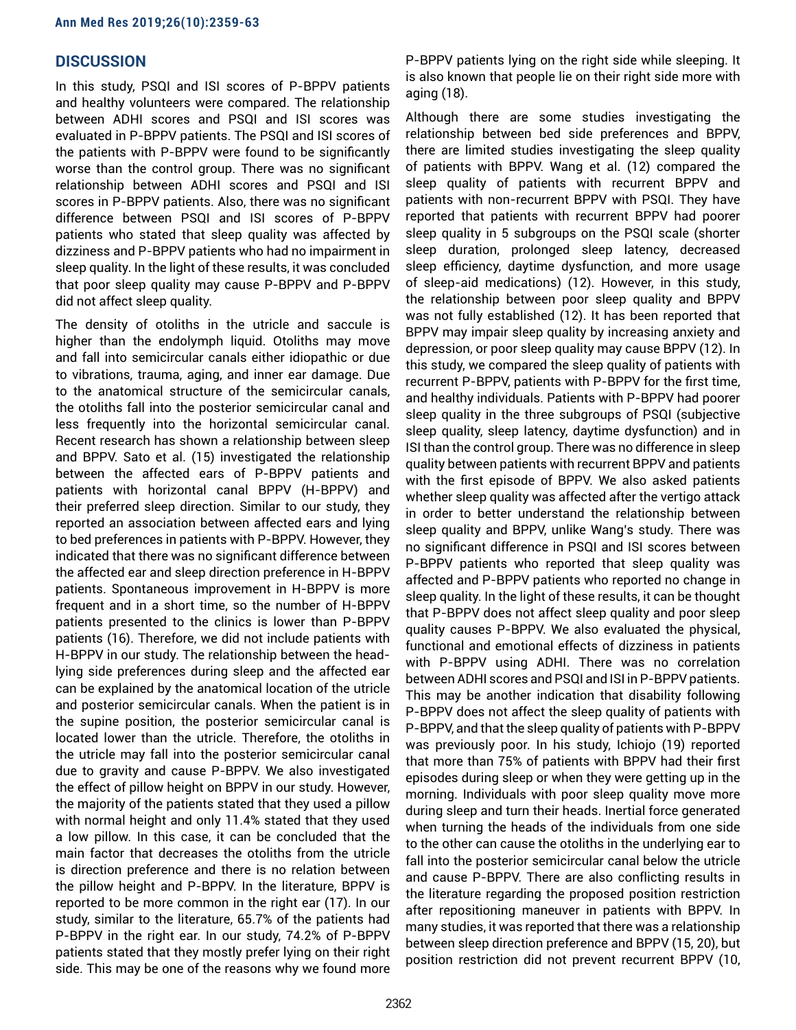## DISCUSSION

In this study, PSQI and ISI scores of P-BPPV patients and healthy volunteers were compared. The relationship between ADHI scores and PSQI and ISI scores was evaluated in P-BPPV patients. The PSQI and ISI scores of the patients with P-BPPV were found to be significantly worse than the control group. There was no significant relationship between ADHI scores and PSQI and ISI scores in P-BPPV patients. Also, there was no significant difference between PSQI and ISI scores of P-BPPV patients who stated that sleep quality was affected by dizziness and P-BPPV patients who had no impairment in sleep quality. In the light of these results, it was concluded that poor sleep quality may cause P-BPPV and P-BPPV did not affect sleep quality.

The density of otoliths in the utricle and saccule is higher than the endolymph liquid. Otoliths may move and fall into semicircular canals either idiopathic or due to vibrations, trauma, aging, and inner ear damage. Due to the anatomical structure of the semicircular canals, the otoliths fall into the posterior semicircular canal and less frequently into the horizontal semicircular canal. Recent research has shown a relationship between sleep and BPPV. Sato et al. (15) investigated the relationship between the affected ears of P-BPPV patients and patients with horizontal canal BPPV (H-BPPV) and their preferred sleep direction. Similar to our study, they reported an association between affected ears and lying to bed preferences in patients with P-BPPV. However, they indicated that there was no significant difference between the affected ear and sleep direction preference in H-BPPV patients. Spontaneous improvement in H-BPPV is more frequent and in a short time, so the number of H-BPPV patients presented to the clinics is lower than P-BPPV patients (16). Therefore, we did not include patients with H-BPPV in our study. The relationship between the head-lying side preferences during sleep and the affected ear can be explained by the anatomical location of the utricle and posterior semicircular canals. When the patient is in the supine position, the posterior semicircular canal is located lower than the utricle. Therefore, the otoliths in the utricle may fall into the posterior semicircular canal due to gravity and cause P-BPPV. We also investigated the effect of pillow height on BPPV in our study. However, the majority of the patients stated that they used a pillow with normal height and only 11.4% stated that they used a low pillow. In this case, it can be concluded that the main factor that decreases the otoliths from the utricle is direction preference and there is no relation between the pillow height and P-BPPV. In the literature, BPPV is reported to be more common in the right ear (17). In our study, similar to the literature, 65.7% of the patients had P-BPPV in the right ear. In our study, 74.2% of P-BPPV patients stated that they mostly prefer lying on their right side. This may be one of the reasons why we found more P-BPPV patients lying on the right side while sleeping. It is also known that people lie on their right side more with aging (18).

Although there are some studies investigating the relationship between bed side preferences and BPPV, there are limited studies investigating the sleep quality of patients with BPPV. Wang et al. (12) compared the sleep quality of patients with recurrent BPPV and patients with non-recurrent BPPV with PSQI. They have reported that patients with recurrent BPPV had poorer sleep quality in 5 subgroups on the PSQI scale (shorter sleep duration, prolonged sleep latency, decreased sleep efficiency, daytime dysfunction, and more usage of sleep-aid medications) (12). However, in this study, the relationship between poor sleep quality and BPPV was not fully established (12). It has been reported that BPPV may impair sleep quality by increasing anxiety and depression, or poor sleep quality may cause BPPV (12). In this study, we compared the sleep quality of patients with recurrent P-BPPV, patients with P-BPPV for the first time, and healthy individuals. Patients with P-BPPV had poorer sleep quality in the three subgroups of PSQI (subjective sleep quality, sleep latency, daytime dysfunction) and in ISI than the control group. There was no difference in sleep quality between patients with recurrent BPPV and patients with the first episode of BPPV. We also asked patients whether sleep quality was affected after the vertigo attack in order to better understand the relationship between sleep quality and BPPV, unlike Wang's study. There was no significant difference in PSQI and ISI scores between P-BPPV patients who reported that sleep quality was affected and P-BPPV patients who reported no change in sleep quality. In the light of these results, it can be thought that P-BPPV does not affect sleep quality and poor sleep quality causes P-BPPV. We also evaluated the physical, functional and emotional effects of dizziness in patients with P-BPPV using ADHI. There was no correlation between ADHI scores and PSQI and ISI in P-BPPV patients. This may be another indication that disability following P-BPPV does not affect the sleep quality of patients with P-BPPV, and that the sleep quality of patients with P-BPPV was previously poor. In his study, Ichiojo (19) reported that more than 75% of patients with BPPV had their first episodes during sleep or when they were getting up in the morning. Individuals with poor sleep quality move more during sleep and turn their heads. Inertial force generated when turning the heads of the individuals from one side to the other can cause the otoliths in the underlying ear to fall into the posterior semicircular canal below the utricle and cause P-BPPV. There are also conflicting results in the literature regarding the proposed position restriction after repositioning maneuver in patients with BPPV. In many studies, it was reported that there was a relationship between sleep direction preference and BPPV (15, 20), but position restriction did not prevent recurrent BPPV (10,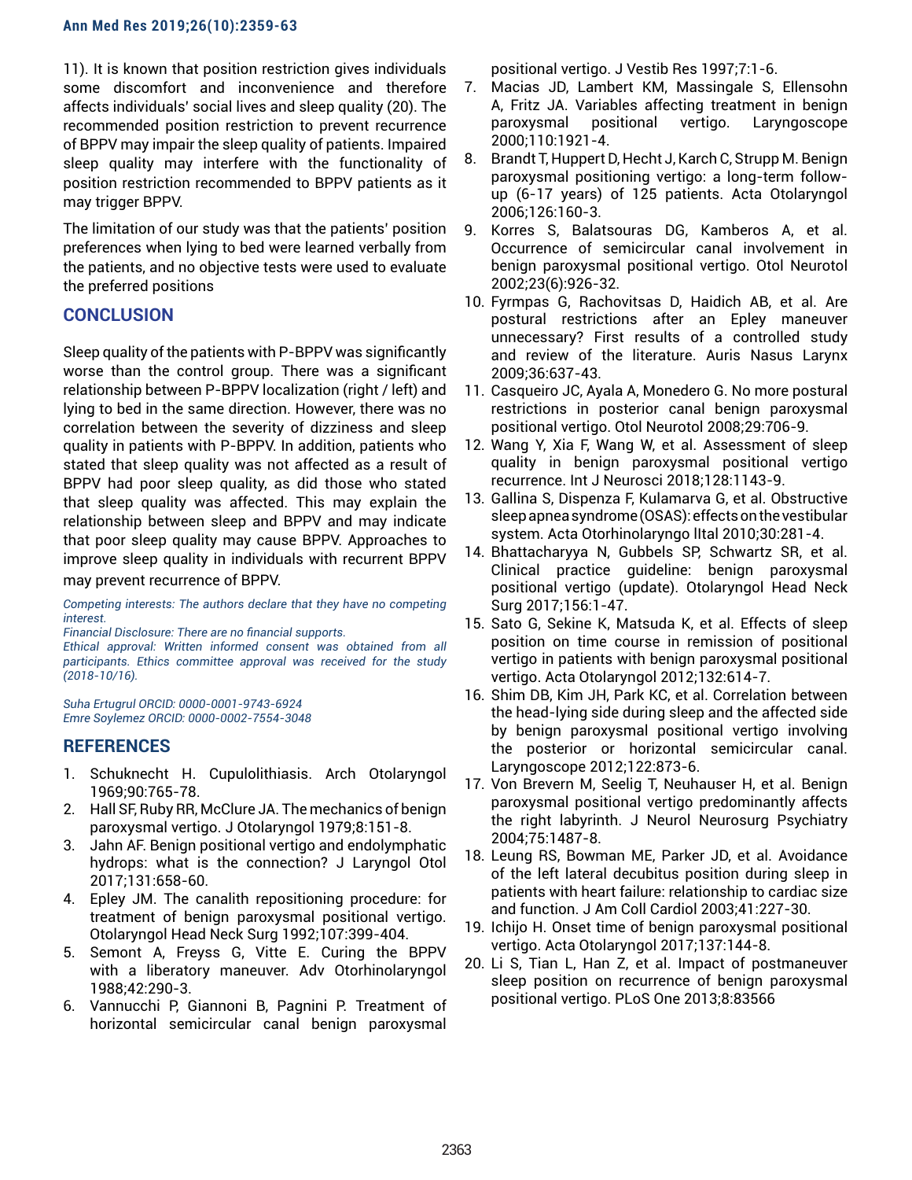11). It is known that position restriction gives individuals some discomfort and inconvenience and therefore affects individuals' social lives and sleep quality (20). The recommended position restriction to prevent recurrence of BPPV may impair the sleep quality of patients. Impaired sleep quality may interfere with the functionality of position restriction recommended to BPPV patients as it may trigger BPPV.

The limitation of our study was that the patients' position preferences when lying to bed were learned verbally from the patients, and no objective tests were used to evaluate the preferred positions

## CONCLUSION

Sleep quality of the patients with P-BPPV was significantly worse than the control group. There was a significant relationship between P-BPPV localization (right / left) and lying to bed in the same direction. However, there was no correlation between the severity of dizziness and sleep quality in patients with P-BPPV. In addition, patients who stated that sleep quality was not affected as a result of BPPV had poor sleep quality, as did those who stated that sleep quality was affected. This may explain the relationship between sleep and BPPV and may indicate that poor sleep quality may cause BPPV. Approaches to improve sleep quality in individuals with recurrent BPPV may prevent recurrence of BPPV.

*Competing interests: The authors declare that they have no competing interest.*
*Financial Disclosure: There are no financial supports.*
*Ethical approval: Written informed consent was obtained from all participants. Ethics committee approval was received for the study (2018-10/16).*

*Suha Ertugrul ORCID: 0000-0001-9743-6924*
*Emre Soylemez ORCID: 0000-0002-7554-3048*

## REFERENCES

1. Schuknecht H. Cupulolithiasis. Arch Otolaryngol 1969;90:765-78.
2. Hall SF, Ruby RR, McClure JA. The mechanics of benign paroxysmal vertigo. J Otolaryngol 1979;8:151-8.
3. Jahn AF. Benign positional vertigo and endolymphatic hydrops: what is the connection? J Laryngol Otol 2017;131:658-60.
4. Epley JM. The canalith repositioning procedure: for treatment of benign paroxysmal positional vertigo. Otolaryngol Head Neck Surg 1992;107:399-404.
5. Semont A, Freyss G, Vitte E. Curing the BPPV with a liberatory maneuver. Adv Otorhinolaryngol 1988;42:290-3.
6. Vannucchi P, Giannoni B, Pagnini P. Treatment of horizontal semicircular canal benign paroxysmal positional vertigo. J Vestib Res 1997;7:1-6.
7. Macias JD, Lambert KM, Massingale S, Ellensohn A, Fritz JA. Variables affecting treatment in benign paroxysmal positional vertigo. Laryngoscope 2000;110:1921-4.
8. Brandt T, Huppert D, Hecht J, Karch C, Strupp M. Benign paroxysmal positioning vertigo: a long-term follow-up (6-17 years) of 125 patients. Acta Otolaryngol 2006;126:160-3.
9. Korres S, Balatsouras DG, Kamberos A, et al. Occurrence of semicircular canal involvement in benign paroxysmal positional vertigo. Otol Neurotol 2002;23(6):926-32.
10. Fyrmpas G, Rachovitsas D, Haidich AB, et al. Are postural restrictions after an Epley maneuver unnecessary? First results of a controlled study and review of the literature. Auris Nasus Larynx 2009;36:637-43.
11. Casqueiro JC, Ayala A, Monedero G. No more postural restrictions in posterior canal benign paroxysmal positional vertigo. Otol Neurotol 2008;29:706-9.
12. Wang Y, Xia F, Wang W, et al. Assessment of sleep quality in benign paroxysmal positional vertigo recurrence. Int J Neurosci 2018;128:1143-9.
13. Gallina S, Dispenza F, Kulamarva G, et al. Obstructive sleep apnea syndrome (OSAS): effects on the vestibular system. Acta Otorhinolaryngo lItal 2010;30:281-4.
14. Bhattacharyya N, Gubbels SP, Schwartz SR, et al. Clinical practice guideline: benign paroxysmal positional vertigo (update). Otolaryngol Head Neck Surg 2017;156:1-47.
15. Sato G, Sekine K, Matsuda K, et al. Effects of sleep position on time course in remission of positional vertigo in patients with benign paroxysmal positional vertigo. Acta Otolaryngol 2012;132:614-7.
16. Shim DB, Kim JH, Park KC, et al. Correlation between the head-lying side during sleep and the affected side by benign paroxysmal positional vertigo involving the posterior or horizontal semicircular canal. Laryngoscope 2012;122:873-6.
17. Von Brevern M, Seelig T, Neuhauser H, et al. Benign paroxysmal positional vertigo predominantly affects the right labyrinth. J Neurol Neurosurg Psychiatry 2004;75:1487-8.
18. Leung RS, Bowman ME, Parker JD, et al. Avoidance of the left lateral decubitus position during sleep in patients with heart failure: relationship to cardiac size and function. J Am Coll Cardiol 2003;41:227-30.
19. Ichijo H. Onset time of benign paroxysmal positional vertigo. Acta Otolaryngol 2017;137:144-8.
20. Li S, Tian L, Han Z, et al. Impact of postmaneuver sleep position on recurrence of benign paroxysmal positional vertigo. PLoS One 2013;8:83566